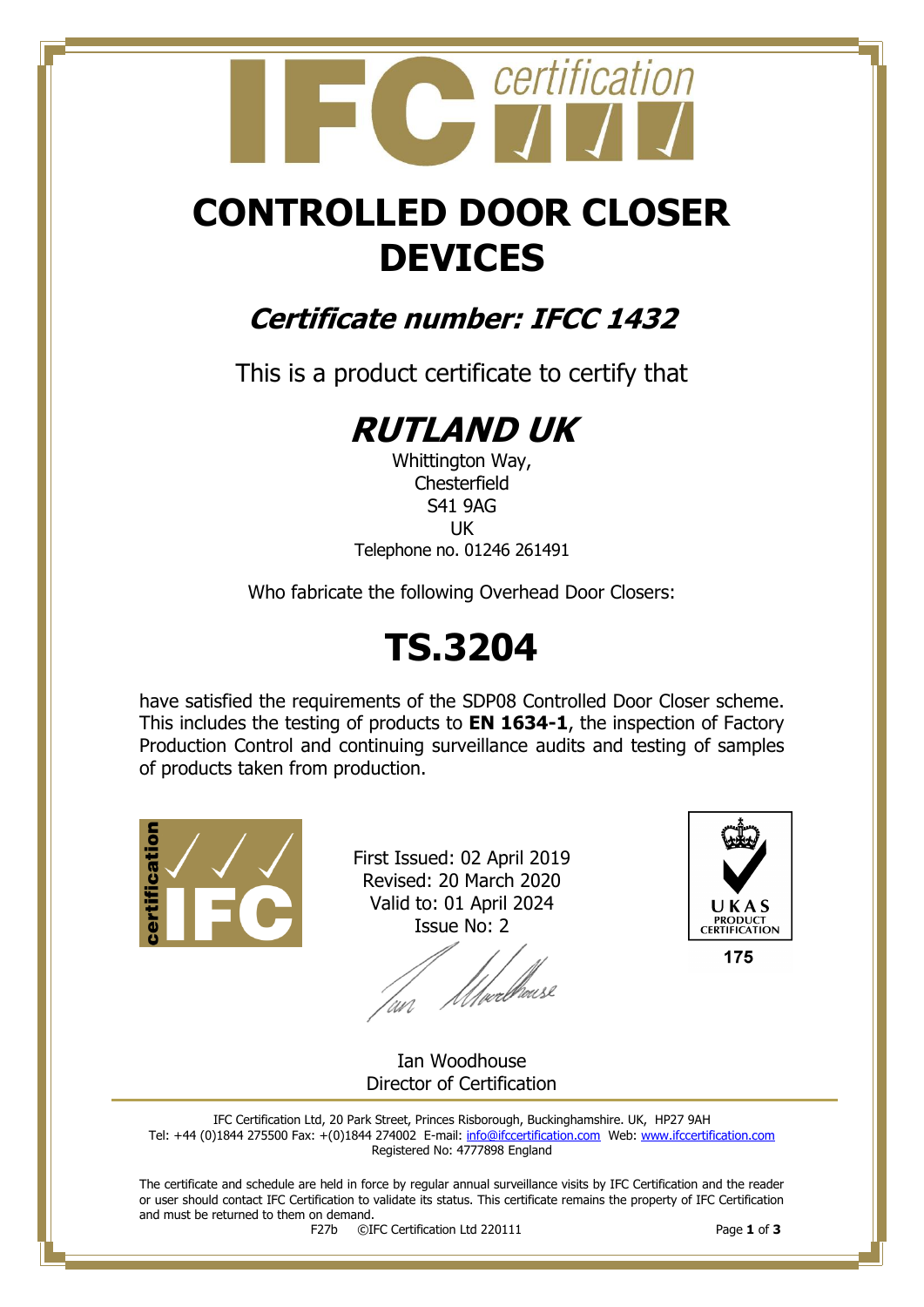# CONTROLLED DOOR CLOSER DEVICES

## *Certificate number: IFCC 1432*

This is a product certificate to certify that

# *RUTLAND UK*

Whittington Way,
Chesterfield
S41 9AG
UK
Telephone no. 01246 261491

Who fabricate the following Overhead Door Closers:

# TS.3204

have satisfied the requirements of the SDP08 Controlled Door Closer scheme. This includes the testing of products to **EN 1634-1**, the inspection of Factory Production Control and continuing surveillance audits and testing of samples of products taken from production.

First Issued: 02 April 2019
Revised: 20 March 2020
Valid to: 01 April 2024
Issue No: 2

UKAS PRODUCT CERTIFICATION 175

Ian Woodhouse
Director of Certification

IFC Certification Ltd, 20 Park Street, Princes Risborough, Buckinghamshire. UK, HP27 9AH
Tel: +44 (0)1844 275500 Fax: +(0)1844 274002 E-mail: info@ifccertification.com Web: www.ifccertification.com
Registered No: 4777898 England

The certificate and schedule are held in force by regular annual surveillance visits by IFC Certification and the reader or user should contact IFC Certification to validate its status. This certificate remains the property of IFC Certification and must be returned to them on demand.

F27b ©IFC Certification Ltd 220111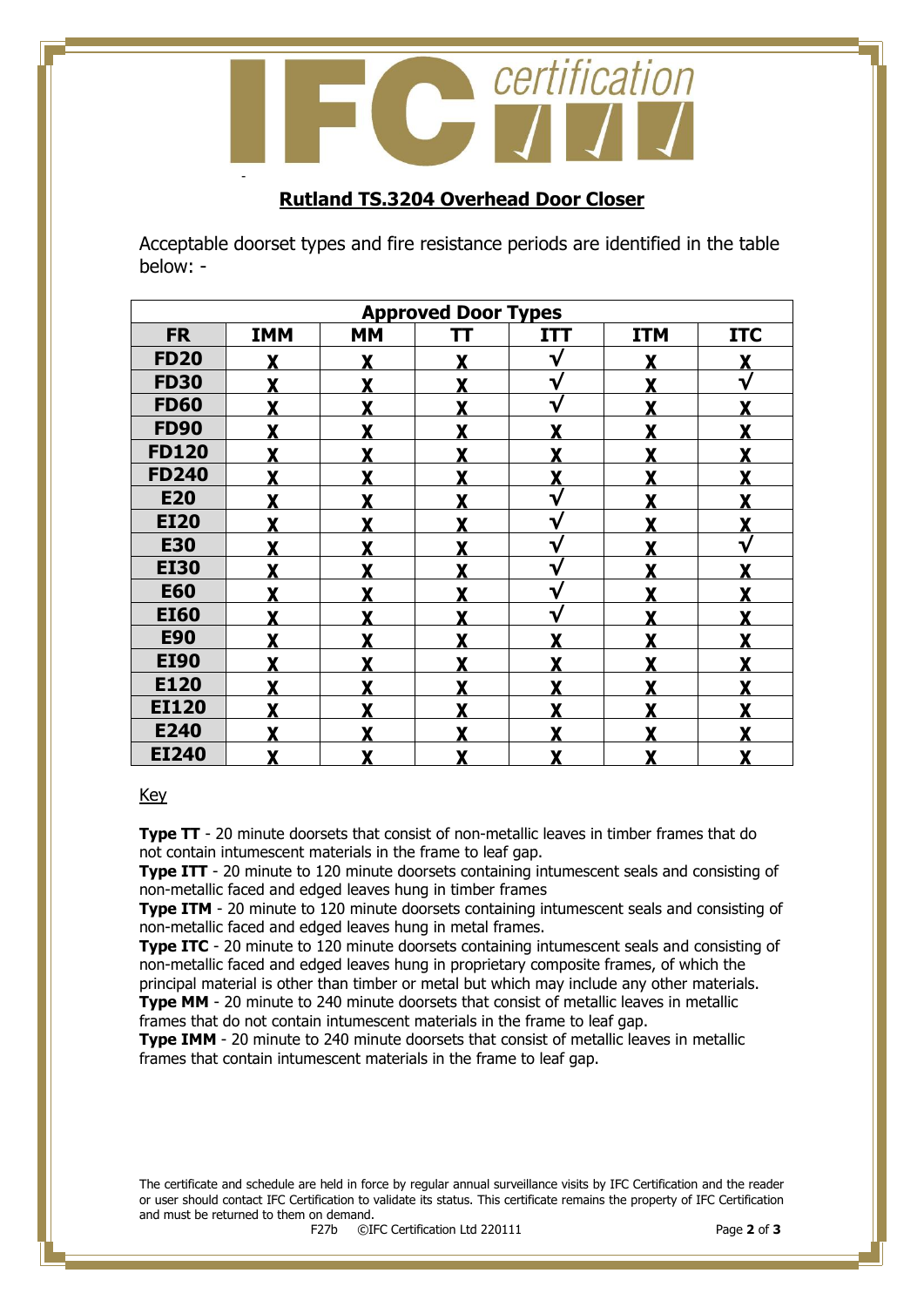## Rutland TS.3204 Overhead Door Closer

Acceptable doorset types and fire resistance periods are identified in the table below: -

| Approved Door Types | | | | | | |
|---|---|---|---|---|---|---|
| **FR** | **IMM** | **MM** | **TT** | **ITT** | **ITM** | **ITC** |
| **FD20** | X | X | X | √ | X | X |
| **FD30** | X | X | X | √ | X | √ |
| **FD60** | X | X | X | √ | X | X |
| **FD90** | X | X | X | X | X | X |
| **FD120** | X | X | X | X | X | X |
| **FD240** | X | X | X | X | X | X |
| **E20** | X | X | X | √ | X | X |
| **EI20** | X | X | X | √ | X | X |
| **E30** | X | X | X | √ | X | √ |
| **EI30** | X | X | X | √ | X | X |
| **E60** | X | X | X | √ | X | X |
| **EI60** | X | X | X | √ | X | X |
| **E90** | X | X | X | X | X | X |
| **EI90** | X | X | X | X | X | X |
| **E120** | X | X | X | X | X | X |
| **EI120** | X | X | X | X | X | X |
| **E240** | X | X | X | X | X | X |
| **EI240** | X | X | X | X | X | X |

Key

**Type TT** - 20 minute doorsets that consist of non-metallic leaves in timber frames that do not contain intumescent materials in the frame to leaf gap.
**Type ITT** - 20 minute to 120 minute doorsets containing intumescent seals and consisting of non-metallic faced and edged leaves hung in timber frames
**Type ITM** - 20 minute to 120 minute doorsets containing intumescent seals and consisting of non-metallic faced and edged leaves hung in metal frames.
**Type ITC** - 20 minute to 120 minute doorsets containing intumescent seals and consisting of non-metallic faced and edged leaves hung in proprietary composite frames, of which the principal material is other than timber or metal but which may include any other materials.
**Type MM** - 20 minute to 240 minute doorsets that consist of metallic leaves in metallic frames that do not contain intumescent materials in the frame to leaf gap.
**Type IMM** - 20 minute to 240 minute doorsets that consist of metallic leaves in metallic frames that contain intumescent materials in the frame to leaf gap.

The certificate and schedule are held in force by regular annual surveillance visits by IFC Certification and the reader or user should contact IFC Certification to validate its status. This certificate remains the property of IFC Certification and must be returned to them on demand.
F27b ©IFC Certification Ltd 220111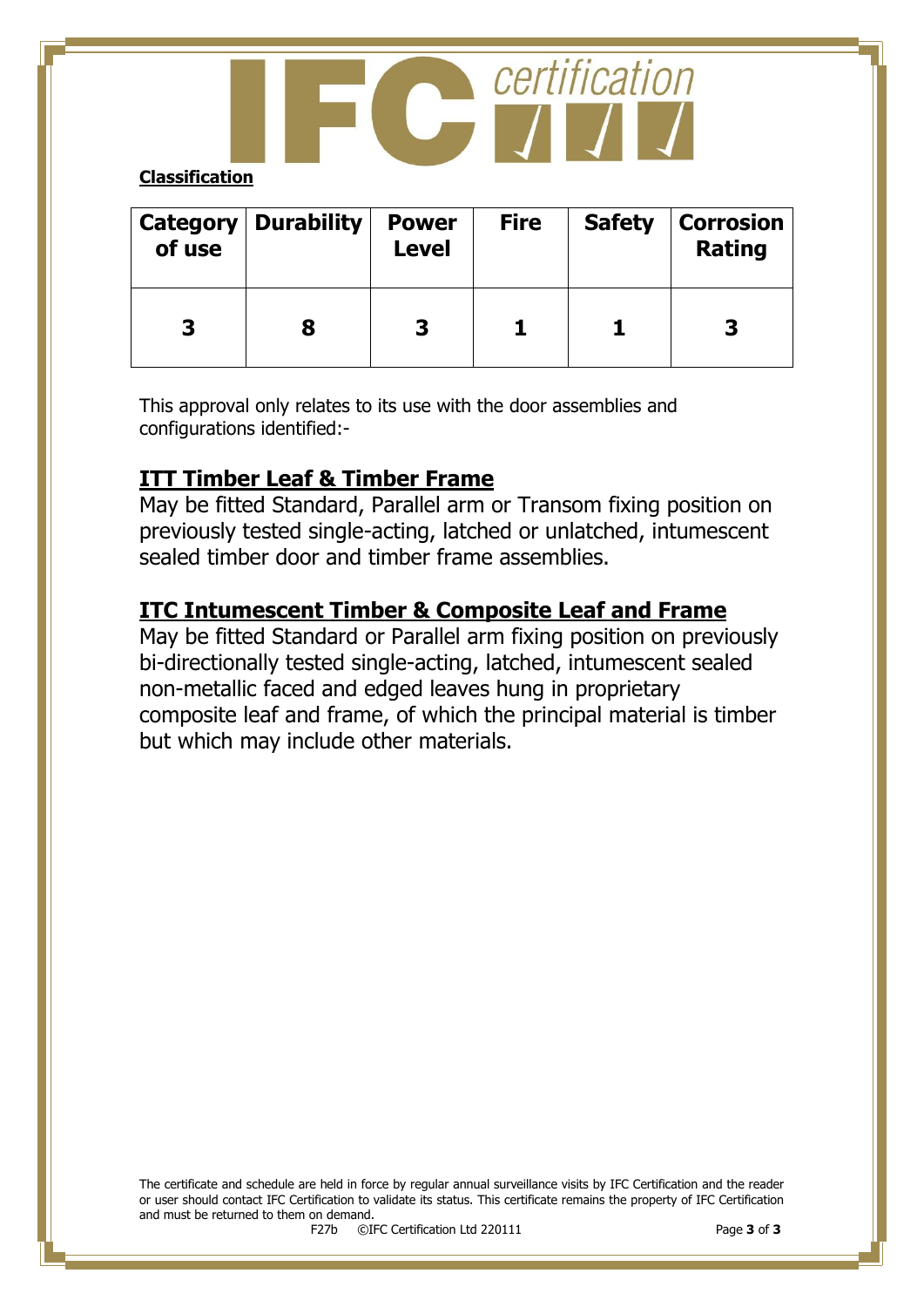**Classification**

| Category of use | Durability | Power Level | Fire | Safety | Corrosion Rating |
|---|---|---|---|---|---|
| 3 | 8 | 3 | 1 | 1 | 3 |

This approval only relates to its use with the door assemblies and configurations identified:-

## ITT Timber Leaf & Timber Frame

May be fitted Standard, Parallel arm or Transom fixing position on previously tested single-acting, latched or unlatched, intumescent sealed timber door and timber frame assemblies.

## ITC Intumescent Timber & Composite Leaf and Frame

May be fitted Standard or Parallel arm fixing position on previously bi-directionally tested single-acting, latched, intumescent sealed non-metallic faced and edged leaves hung in proprietary composite leaf and frame, of which the principal material is timber but which may include other materials.

The certificate and schedule are held in force by regular annual surveillance visits by IFC Certification and the reader or user should contact IFC Certification to validate its status. This certificate remains the property of IFC Certification and must be returned to them on demand.

F27b ©IFC Certification Ltd 220111